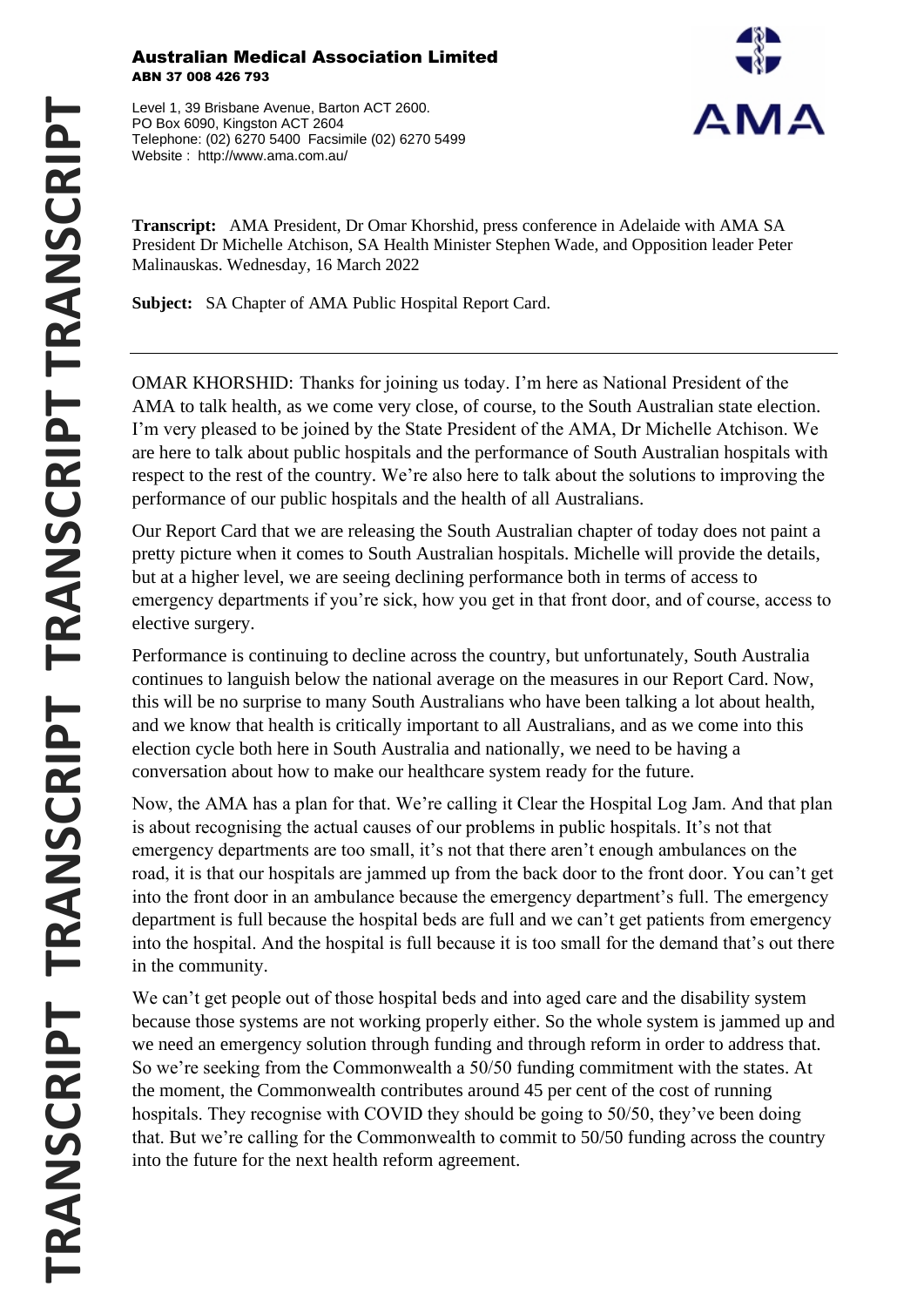**Australian Medical Association Limited**
**ABN 37 008 426 793**

Level 1, 39 Brisbane Avenue, Barton ACT 2600.
PO Box 6090, Kingston ACT 2604
Telephone: (02) 6270 5400 Facsimile (02) 6270 5499
Website : http://www.ama.com.au/

**Transcript:** AMA President, Dr Omar Khorshid, press conference in Adelaide with AMA SA President Dr Michelle Atchison, SA Health Minister Stephen Wade, and Opposition leader Peter Malinauskas. Wednesday, 16 March 2022

**Subject:** SA Chapter of AMA Public Hospital Report Card.

---

OMAR KHORSHID: Thanks for joining us today. I'm here as National President of the AMA to talk health, as we come very close, of course, to the South Australian state election. I'm very pleased to be joined by the State President of the AMA, Dr Michelle Atchison. We are here to talk about public hospitals and the performance of South Australian hospitals with respect to the rest of the country. We're also here to talk about the solutions to improving the performance of our public hospitals and the health of all Australians.

Our Report Card that we are releasing the South Australian chapter of today does not paint a pretty picture when it comes to South Australian hospitals. Michelle will provide the details, but at a higher level, we are seeing declining performance both in terms of access to emergency departments if you're sick, how you get in that front door, and of course, access to elective surgery.

Performance is continuing to decline across the country, but unfortunately, South Australia continues to languish below the national average on the measures in our Report Card. Now, this will be no surprise to many South Australians who have been talking a lot about health, and we know that health is critically important to all Australians, and as we come into this election cycle both here in South Australia and nationally, we need to be having a conversation about how to make our healthcare system ready for the future.

Now, the AMA has a plan for that. We're calling it Clear the Hospital Log Jam. And that plan is about recognising the actual causes of our problems in public hospitals. It's not that emergency departments are too small, it's not that there aren't enough ambulances on the road, it is that our hospitals are jammed up from the back door to the front door. You can't get into the front door in an ambulance because the emergency department's full. The emergency department is full because the hospital beds are full and we can't get patients from emergency into the hospital. And the hospital is full because it is too small for the demand that's out there in the community.

We can't get people out of those hospital beds and into aged care and the disability system because those systems are not working properly either. So the whole system is jammed up and we need an emergency solution through funding and through reform in order to address that. So we're seeking from the Commonwealth a 50/50 funding commitment with the states. At the moment, the Commonwealth contributes around 45 per cent of the cost of running hospitals. They recognise with COVID they should be going to 50/50, they've been doing that. But we're calling for the Commonwealth to commit to 50/50 funding across the country into the future for the next health reform agreement.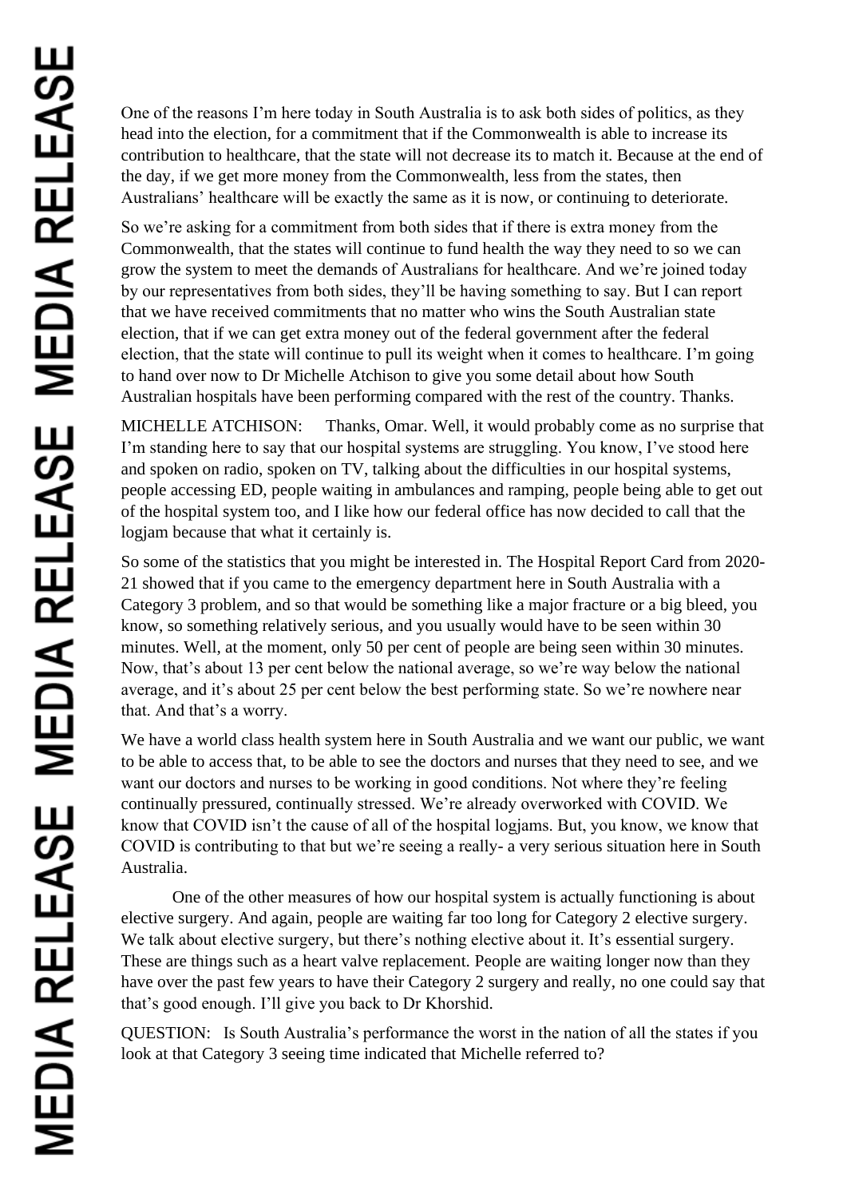One of the reasons I'm here today in South Australia is to ask both sides of politics, as they head into the election, for a commitment that if the Commonwealth is able to increase its contribution to healthcare, that the state will not decrease its to match it. Because at the end of the day, if we get more money from the Commonwealth, less from the states, then Australians' healthcare will be exactly the same as it is now, or continuing to deteriorate.

So we're asking for a commitment from both sides that if there is extra money from the Commonwealth, that the states will continue to fund health the way they need to so we can grow the system to meet the demands of Australians for healthcare. And we're joined today by our representatives from both sides, they'll be having something to say. But I can report that we have received commitments that no matter who wins the South Australian state election, that if we can get extra money out of the federal government after the federal election, that the state will continue to pull its weight when it comes to healthcare. I'm going to hand over now to Dr Michelle Atchison to give you some detail about how South Australian hospitals have been performing compared with the rest of the country. Thanks.

MICHELLE ATCHISON: Thanks, Omar. Well, it would probably come as no surprise that I'm standing here to say that our hospital systems are struggling. You know, I've stood here and spoken on radio, spoken on TV, talking about the difficulties in our hospital systems, people accessing ED, people waiting in ambulances and ramping, people being able to get out of the hospital system too, and I like how our federal office has now decided to call that the logjam because that what it certainly is.

So some of the statistics that you might be interested in. The Hospital Report Card from 2020-21 showed that if you came to the emergency department here in South Australia with a Category 3 problem, and so that would be something like a major fracture or a big bleed, you know, so something relatively serious, and you usually would have to be seen within 30 minutes. Well, at the moment, only 50 per cent of people are being seen within 30 minutes. Now, that's about 13 per cent below the national average, so we're way below the national average, and it's about 25 per cent below the best performing state. So we're nowhere near that. And that's a worry.

We have a world class health system here in South Australia and we want our public, we want to be able to access that, to be able to see the doctors and nurses that they need to see, and we want our doctors and nurses to be working in good conditions. Not where they're feeling continually pressured, continually stressed. We're already overworked with COVID. We know that COVID isn't the cause of all of the hospital logjams. But, you know, we know that COVID is contributing to that but we're seeing a really- a very serious situation here in South Australia.

One of the other measures of how our hospital system is actually functioning is about elective surgery. And again, people are waiting far too long for Category 2 elective surgery. We talk about elective surgery, but there's nothing elective about it. It's essential surgery. These are things such as a heart valve replacement. People are waiting longer now than they have over the past few years to have their Category 2 surgery and really, no one could say that that's good enough. I'll give you back to Dr Khorshid.

QUESTION: Is South Australia's performance the worst in the nation of all the states if you look at that Category 3 seeing time indicated that Michelle referred to?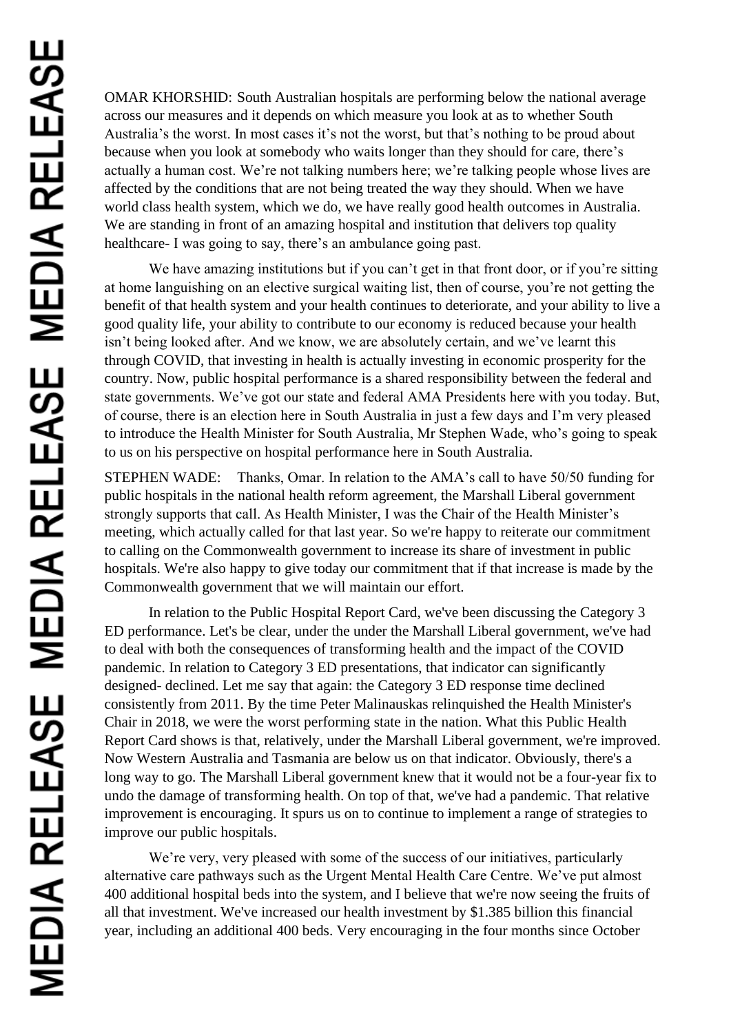OMAR KHORSHID: South Australian hospitals are performing below the national average across our measures and it depends on which measure you look at as to whether South Australia's the worst. In most cases it's not the worst, but that's nothing to be proud about because when you look at somebody who waits longer than they should for care, there's actually a human cost. We're not talking numbers here; we're talking people whose lives are affected by the conditions that are not being treated the way they should. When we have world class health system, which we do, we have really good health outcomes in Australia. We are standing in front of an amazing hospital and institution that delivers top quality healthcare- I was going to say, there's an ambulance going past.

We have amazing institutions but if you can't get in that front door, or if you're sitting at home languishing on an elective surgical waiting list, then of course, you're not getting the benefit of that health system and your health continues to deteriorate, and your ability to live a good quality life, your ability to contribute to our economy is reduced because your health isn't being looked after. And we know, we are absolutely certain, and we've learnt this through COVID, that investing in health is actually investing in economic prosperity for the country. Now, public hospital performance is a shared responsibility between the federal and state governments. We've got our state and federal AMA Presidents here with you today. But, of course, there is an election here in South Australia in just a few days and I'm very pleased to introduce the Health Minister for South Australia, Mr Stephen Wade, who's going to speak to us on his perspective on hospital performance here in South Australia.

STEPHEN WADE: Thanks, Omar. In relation to the AMA's call to have 50/50 funding for public hospitals in the national health reform agreement, the Marshall Liberal government strongly supports that call. As Health Minister, I was the Chair of the Health Minister's meeting, which actually called for that last year. So we're happy to reiterate our commitment to calling on the Commonwealth government to increase its share of investment in public hospitals. We're also happy to give today our commitment that if that increase is made by the Commonwealth government that we will maintain our effort.

In relation to the Public Hospital Report Card, we've been discussing the Category 3 ED performance. Let's be clear, under the under the Marshall Liberal government, we've had to deal with both the consequences of transforming health and the impact of the COVID pandemic. In relation to Category 3 ED presentations, that indicator can significantly designed- declined. Let me say that again: the Category 3 ED response time declined consistently from 2011. By the time Peter Malinauskas relinquished the Health Minister's Chair in 2018, we were the worst performing state in the nation. What this Public Health Report Card shows is that, relatively, under the Marshall Liberal government, we're improved. Now Western Australia and Tasmania are below us on that indicator. Obviously, there's a long way to go. The Marshall Liberal government knew that it would not be a four-year fix to undo the damage of transforming health. On top of that, we've had a pandemic. That relative improvement is encouraging. It spurs us on to continue to implement a range of strategies to improve our public hospitals.

We're very, very pleased with some of the success of our initiatives, particularly alternative care pathways such as the Urgent Mental Health Care Centre. We've put almost 400 additional hospital beds into the system, and I believe that we're now seeing the fruits of all that investment. We've increased our health investment by $1.385 billion this financial year, including an additional 400 beds. Very encouraging in the four months since October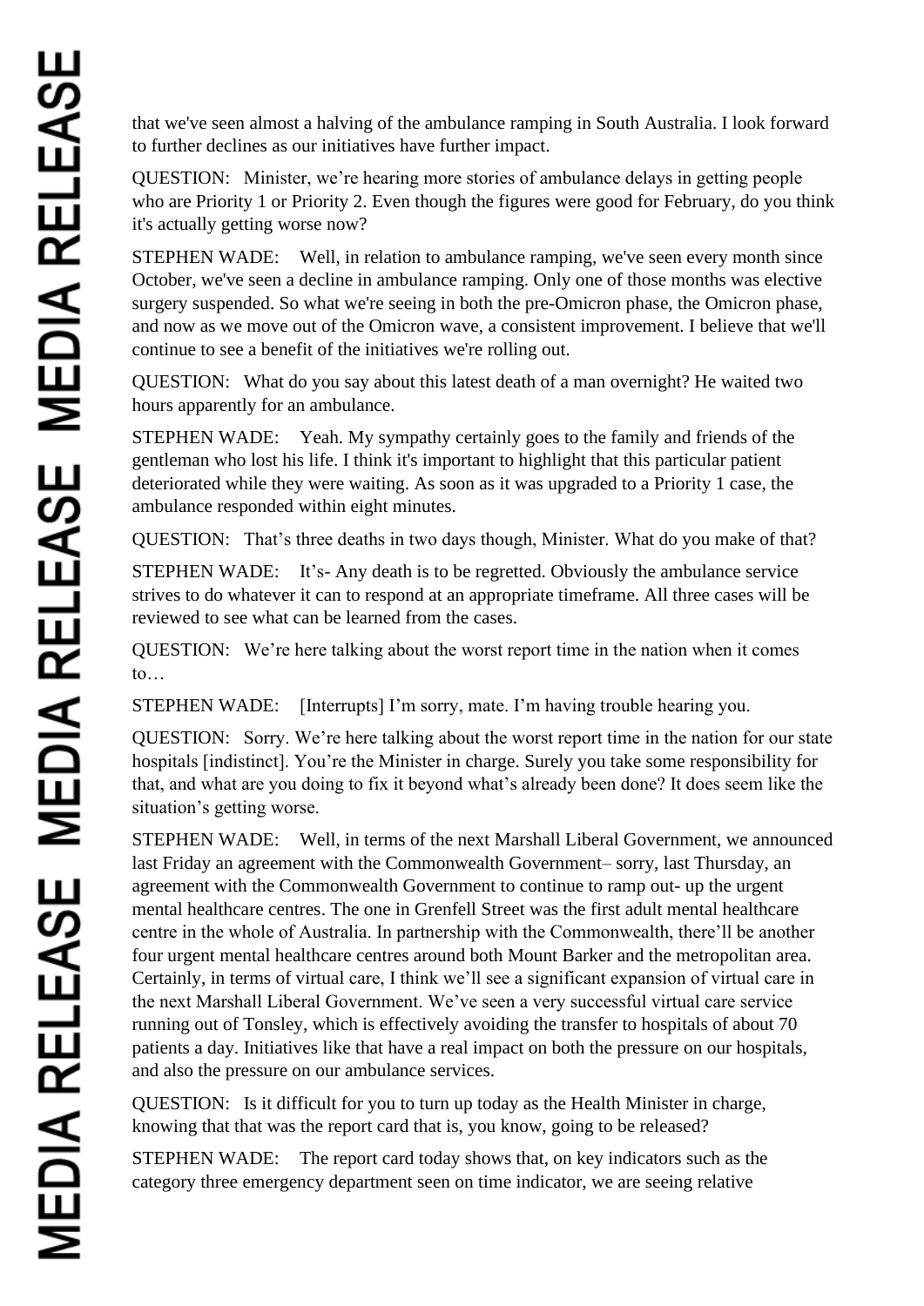that we've seen almost a halving of the ambulance ramping in South Australia. I look forward to further declines as our initiatives have further impact.

QUESTION: Minister, we're hearing more stories of ambulance delays in getting people who are Priority 1 or Priority 2. Even though the figures were good for February, do you think it's actually getting worse now?

STEPHEN WADE: Well, in relation to ambulance ramping, we've seen every month since October, we've seen a decline in ambulance ramping. Only one of those months was elective surgery suspended. So what we're seeing in both the pre-Omicron phase, the Omicron phase, and now as we move out of the Omicron wave, a consistent improvement. I believe that we'll continue to see a benefit of the initiatives we're rolling out.

QUESTION: What do you say about this latest death of a man overnight? He waited two hours apparently for an ambulance.

STEPHEN WADE: Yeah. My sympathy certainly goes to the family and friends of the gentleman who lost his life. I think it's important to highlight that this particular patient deteriorated while they were waiting. As soon as it was upgraded to a Priority 1 case, the ambulance responded within eight minutes.

QUESTION: That's three deaths in two days though, Minister. What do you make of that?

STEPHEN WADE: It's- Any death is to be regretted. Obviously the ambulance service strives to do whatever it can to respond at an appropriate timeframe. All three cases will be reviewed to see what can be learned from the cases.

QUESTION: We're here talking about the worst report time in the nation when it comes to…

STEPHEN WADE: [Interrupts] I'm sorry, mate. I'm having trouble hearing you.

QUESTION: Sorry. We're here talking about the worst report time in the nation for our state hospitals [indistinct]. You're the Minister in charge. Surely you take some responsibility for that, and what are you doing to fix it beyond what's already been done? It does seem like the situation's getting worse.

STEPHEN WADE: Well, in terms of the next Marshall Liberal Government, we announced last Friday an agreement with the Commonwealth Government– sorry, last Thursday, an agreement with the Commonwealth Government to continue to ramp out- up the urgent mental healthcare centres. The one in Grenfell Street was the first adult mental healthcare centre in the whole of Australia. In partnership with the Commonwealth, there'll be another four urgent mental healthcare centres around both Mount Barker and the metropolitan area. Certainly, in terms of virtual care, I think we'll see a significant expansion of virtual care in the next Marshall Liberal Government. We've seen a very successful virtual care service running out of Tonsley, which is effectively avoiding the transfer to hospitals of about 70 patients a day. Initiatives like that have a real impact on both the pressure on our hospitals, and also the pressure on our ambulance services.

QUESTION: Is it difficult for you to turn up today as the Health Minister in charge, knowing that that was the report card that is, you know, going to be released?

STEPHEN WADE: The report card today shows that, on key indicators such as the category three emergency department seen on time indicator, we are seeing relative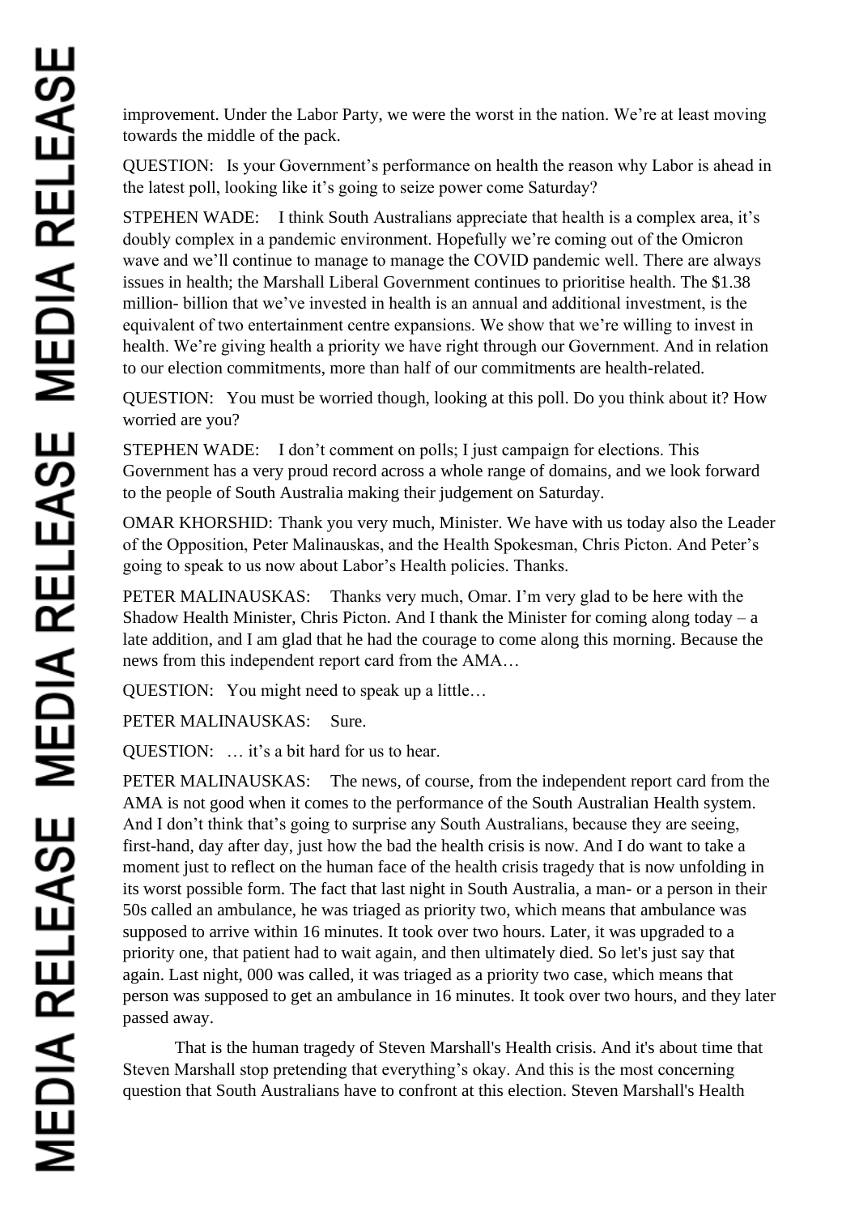improvement. Under the Labor Party, we were the worst in the nation. We're at least moving towards the middle of the pack.

QUESTION: Is your Government's performance on health the reason why Labor is ahead in the latest poll, looking like it's going to seize power come Saturday?

STPEHEN WADE: I think South Australians appreciate that health is a complex area, it's doubly complex in a pandemic environment. Hopefully we're coming out of the Omicron wave and we'll continue to manage to manage the COVID pandemic well. There are always issues in health; the Marshall Liberal Government continues to prioritise health. The $1.38 million- billion that we've invested in health is an annual and additional investment, is the equivalent of two entertainment centre expansions. We show that we're willing to invest in health. We're giving health a priority we have right through our Government. And in relation to our election commitments, more than half of our commitments are health-related.

QUESTION: You must be worried though, looking at this poll. Do you think about it? How worried are you?

STEPHEN WADE: I don't comment on polls; I just campaign for elections. This Government has a very proud record across a whole range of domains, and we look forward to the people of South Australia making their judgement on Saturday.

OMAR KHORSHID: Thank you very much, Minister. We have with us today also the Leader of the Opposition, Peter Malinauskas, and the Health Spokesman, Chris Picton. And Peter's going to speak to us now about Labor's Health policies. Thanks.

PETER MALINAUSKAS: Thanks very much, Omar. I'm very glad to be here with the Shadow Health Minister, Chris Picton. And I thank the Minister for coming along today – a late addition, and I am glad that he had the courage to come along this morning. Because the news from this independent report card from the AMA…

QUESTION: You might need to speak up a little…

PETER MALINAUSKAS: Sure.

QUESTION: … it's a bit hard for us to hear.

PETER MALINAUSKAS: The news, of course, from the independent report card from the AMA is not good when it comes to the performance of the South Australian Health system. And I don't think that's going to surprise any South Australians, because they are seeing, first-hand, day after day, just how the bad the health crisis is now. And I do want to take a moment just to reflect on the human face of the health crisis tragedy that is now unfolding in its worst possible form. The fact that last night in South Australia, a man- or a person in their 50s called an ambulance, he was triaged as priority two, which means that ambulance was supposed to arrive within 16 minutes. It took over two hours. Later, it was upgraded to a priority one, that patient had to wait again, and then ultimately died. So let's just say that again. Last night, 000 was called, it was triaged as a priority two case, which means that person was supposed to get an ambulance in 16 minutes. It took over two hours, and they later passed away.

That is the human tragedy of Steven Marshall's Health crisis. And it's about time that Steven Marshall stop pretending that everything's okay. And this is the most concerning question that South Australians have to confront at this election. Steven Marshall's Health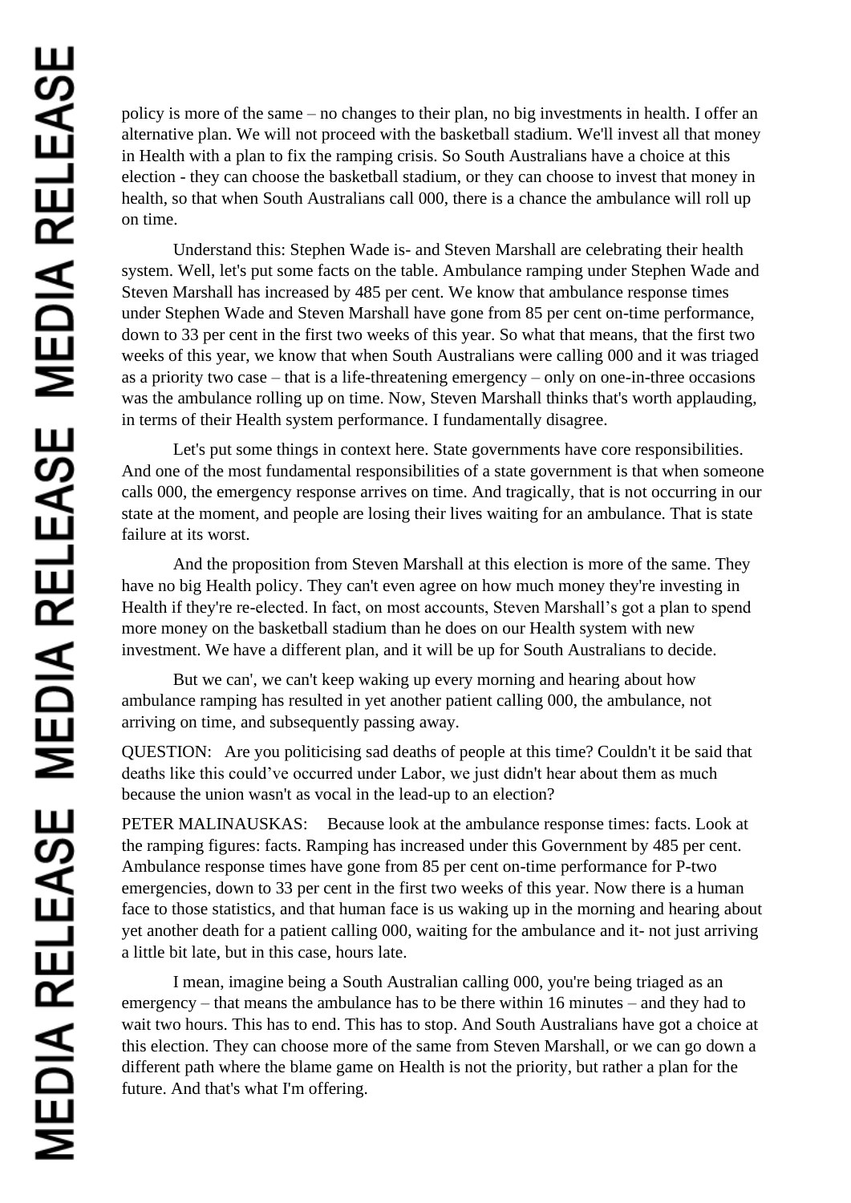policy is more of the same – no changes to their plan, no big investments in health. I offer an alternative plan. We will not proceed with the basketball stadium. We'll invest all that money in Health with a plan to fix the ramping crisis. So South Australians have a choice at this election - they can choose the basketball stadium, or they can choose to invest that money in health, so that when South Australians call 000, there is a chance the ambulance will roll up on time.

Understand this: Stephen Wade is- and Steven Marshall are celebrating their health system. Well, let's put some facts on the table. Ambulance ramping under Stephen Wade and Steven Marshall has increased by 485 per cent. We know that ambulance response times under Stephen Wade and Steven Marshall have gone from 85 per cent on-time performance, down to 33 per cent in the first two weeks of this year. So what that means, that the first two weeks of this year, we know that when South Australians were calling 000 and it was triaged as a priority two case – that is a life-threatening emergency – only on one-in-three occasions was the ambulance rolling up on time. Now, Steven Marshall thinks that's worth applauding, in terms of their Health system performance. I fundamentally disagree.

Let's put some things in context here. State governments have core responsibilities. And one of the most fundamental responsibilities of a state government is that when someone calls 000, the emergency response arrives on time. And tragically, that is not occurring in our state at the moment, and people are losing their lives waiting for an ambulance. That is state failure at its worst.

And the proposition from Steven Marshall at this election is more of the same. They have no big Health policy. They can't even agree on how much money they're investing in Health if they're re-elected. In fact, on most accounts, Steven Marshall's got a plan to spend more money on the basketball stadium than he does on our Health system with new investment. We have a different plan, and it will be up for South Australians to decide.

But we can', we can't keep waking up every morning and hearing about how ambulance ramping has resulted in yet another patient calling 000, the ambulance, not arriving on time, and subsequently passing away.

QUESTION: Are you politicising sad deaths of people at this time? Couldn't it be said that deaths like this could've occurred under Labor, we just didn't hear about them as much because the union wasn't as vocal in the lead-up to an election?

PETER MALINAUSKAS: Because look at the ambulance response times: facts. Look at the ramping figures: facts. Ramping has increased under this Government by 485 per cent. Ambulance response times have gone from 85 per cent on-time performance for P-two emergencies, down to 33 per cent in the first two weeks of this year. Now there is a human face to those statistics, and that human face is us waking up in the morning and hearing about yet another death for a patient calling 000, waiting for the ambulance and it- not just arriving a little bit late, but in this case, hours late.

I mean, imagine being a South Australian calling 000, you're being triaged as an emergency – that means the ambulance has to be there within 16 minutes – and they had to wait two hours. This has to end. This has to stop. And South Australians have got a choice at this election. They can choose more of the same from Steven Marshall, or we can go down a different path where the blame game on Health is not the priority, but rather a plan for the future. And that's what I'm offering.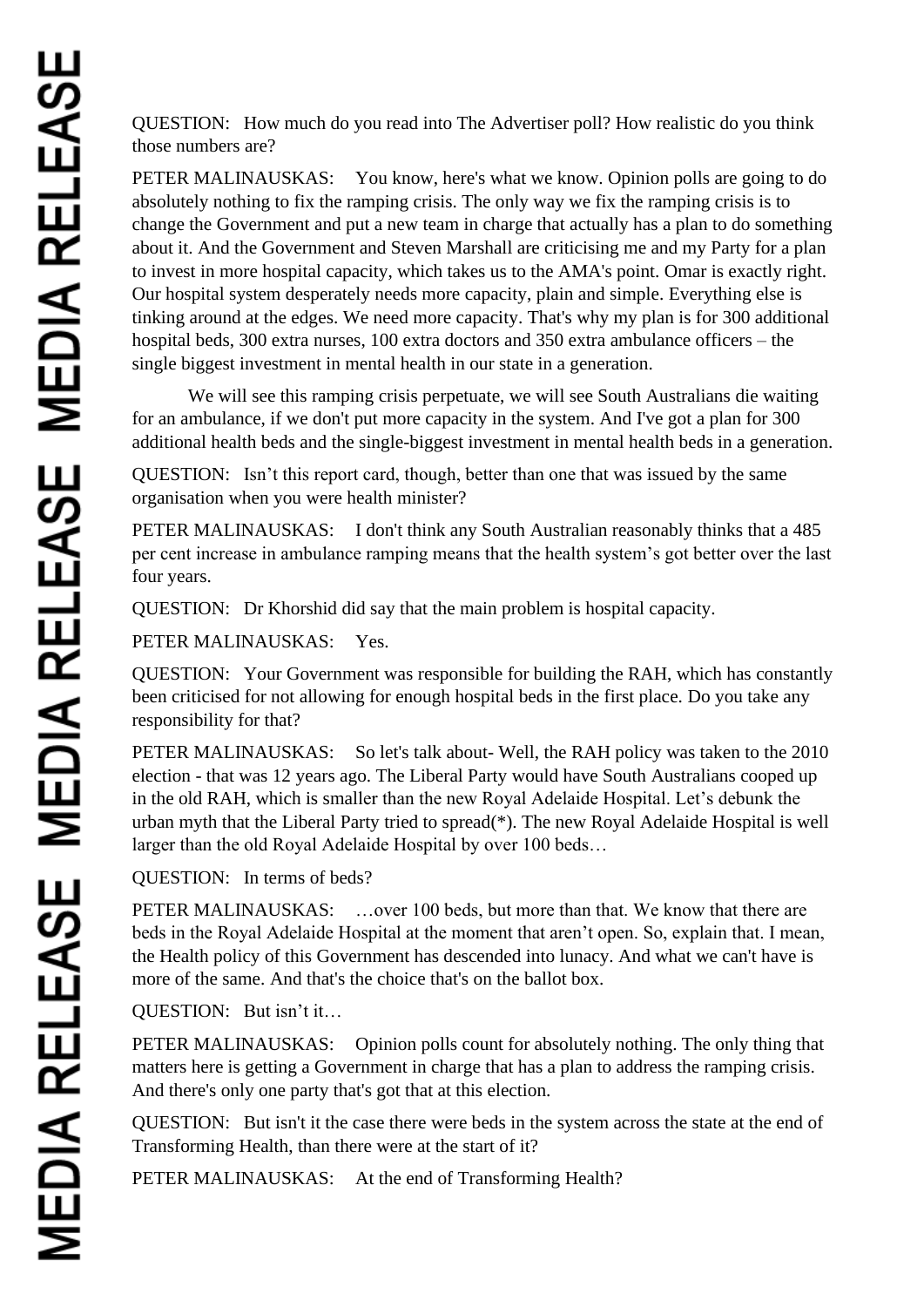QUESTION: How much do you read into The Advertiser poll? How realistic do you think those numbers are?

PETER MALINAUSKAS: You know, here's what we know. Opinion polls are going to do absolutely nothing to fix the ramping crisis. The only way we fix the ramping crisis is to change the Government and put a new team in charge that actually has a plan to do something about it. And the Government and Steven Marshall are criticising me and my Party for a plan to invest in more hospital capacity, which takes us to the AMA's point. Omar is exactly right. Our hospital system desperately needs more capacity, plain and simple. Everything else is tinking around at the edges. We need more capacity. That's why my plan is for 300 additional hospital beds, 300 extra nurses, 100 extra doctors and 350 extra ambulance officers – the single biggest investment in mental health in our state in a generation.

We will see this ramping crisis perpetuate, we will see South Australians die waiting for an ambulance, if we don't put more capacity in the system. And I've got a plan for 300 additional health beds and the single-biggest investment in mental health beds in a generation.

QUESTION: Isn't this report card, though, better than one that was issued by the same organisation when you were health minister?

PETER MALINAUSKAS: I don't think any South Australian reasonably thinks that a 485 per cent increase in ambulance ramping means that the health system's got better over the last four years.

QUESTION: Dr Khorshid did say that the main problem is hospital capacity.

PETER MALINAUSKAS: Yes.

QUESTION: Your Government was responsible for building the RAH, which has constantly been criticised for not allowing for enough hospital beds in the first place. Do you take any responsibility for that?

PETER MALINAUSKAS: So let's talk about- Well, the RAH policy was taken to the 2010 election - that was 12 years ago. The Liberal Party would have South Australians cooped up in the old RAH, which is smaller than the new Royal Adelaide Hospital. Let's debunk the urban myth that the Liberal Party tried to spread(*). The new Royal Adelaide Hospital is well larger than the old Royal Adelaide Hospital by over 100 beds…

QUESTION: In terms of beds?

PETER MALINAUSKAS: …over 100 beds, but more than that. We know that there are beds in the Royal Adelaide Hospital at the moment that aren't open. So, explain that. I mean, the Health policy of this Government has descended into lunacy. And what we can't have is more of the same. And that's the choice that's on the ballot box.

QUESTION: But isn't it…

PETER MALINAUSKAS: Opinion polls count for absolutely nothing. The only thing that matters here is getting a Government in charge that has a plan to address the ramping crisis. And there's only one party that's got that at this election.

QUESTION: But isn't it the case there were beds in the system across the state at the end of Transforming Health, than there were at the start of it?

PETER MALINAUSKAS: At the end of Transforming Health?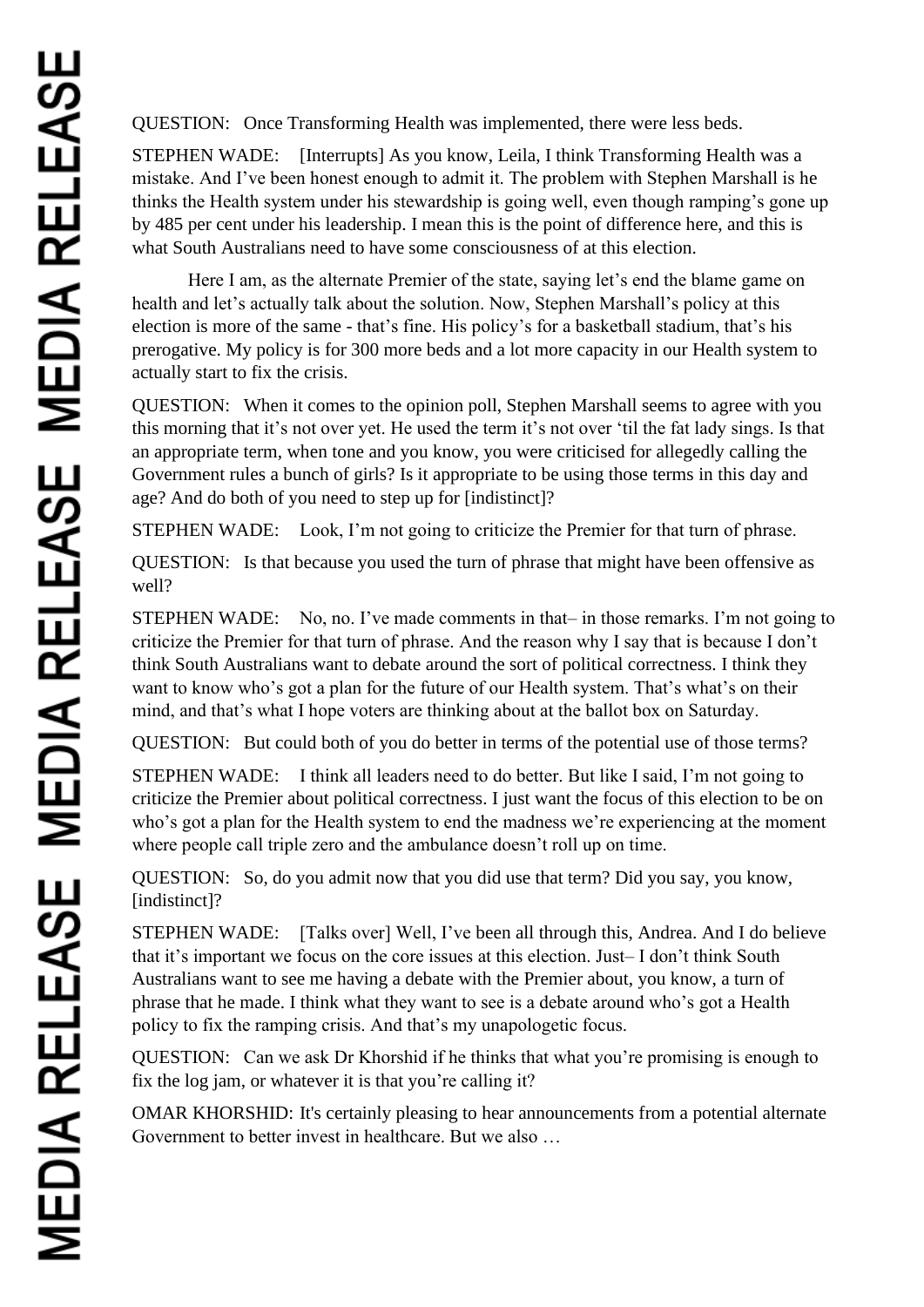QUESTION: Once Transforming Health was implemented, there were less beds.

STEPHEN WADE: [Interrupts] As you know, Leila, I think Transforming Health was a mistake. And I've been honest enough to admit it. The problem with Stephen Marshall is he thinks the Health system under his stewardship is going well, even though ramping's gone up by 485 per cent under his leadership. I mean this is the point of difference here, and this is what South Australians need to have some consciousness of at this election.

Here I am, as the alternate Premier of the state, saying let's end the blame game on health and let's actually talk about the solution. Now, Stephen Marshall's policy at this election is more of the same - that's fine. His policy's for a basketball stadium, that's his prerogative. My policy is for 300 more beds and a lot more capacity in our Health system to actually start to fix the crisis.

QUESTION: When it comes to the opinion poll, Stephen Marshall seems to agree with you this morning that it's not over yet. He used the term it's not over 'til the fat lady sings. Is that an appropriate term, when tone and you know, you were criticised for allegedly calling the Government rules a bunch of girls? Is it appropriate to be using those terms in this day and age? And do both of you need to step up for [indistinct]?

STEPHEN WADE: Look, I'm not going to criticize the Premier for that turn of phrase.

QUESTION: Is that because you used the turn of phrase that might have been offensive as well?

STEPHEN WADE: No, no. I've made comments in that– in those remarks. I'm not going to criticize the Premier for that turn of phrase. And the reason why I say that is because I don't think South Australians want to debate around the sort of political correctness. I think they want to know who's got a plan for the future of our Health system. That's what's on their mind, and that's what I hope voters are thinking about at the ballot box on Saturday.

QUESTION: But could both of you do better in terms of the potential use of those terms?

STEPHEN WADE: I think all leaders need to do better. But like I said, I'm not going to criticize the Premier about political correctness. I just want the focus of this election to be on who's got a plan for the Health system to end the madness we're experiencing at the moment where people call triple zero and the ambulance doesn't roll up on time.

QUESTION: So, do you admit now that you did use that term? Did you say, you know, [indistinct]?

STEPHEN WADE: [Talks over] Well, I've been all through this, Andrea. And I do believe that it's important we focus on the core issues at this election. Just– I don't think South Australians want to see me having a debate with the Premier about, you know, a turn of phrase that he made. I think what they want to see is a debate around who's got a Health policy to fix the ramping crisis. And that's my unapologetic focus.

QUESTION: Can we ask Dr Khorshid if he thinks that what you're promising is enough to fix the log jam, or whatever it is that you're calling it?

OMAR KHORSHID: It's certainly pleasing to hear announcements from a potential alternate Government to better invest in healthcare. But we also …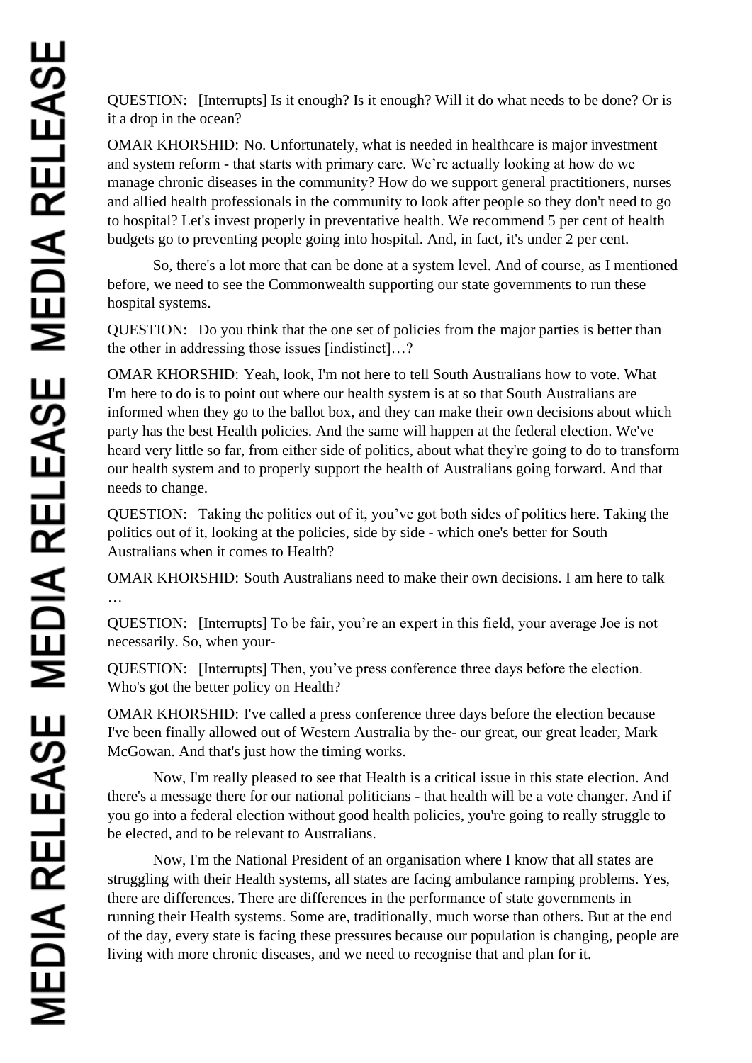QUESTION: [Interrupts] Is it enough? Is it enough? Will it do what needs to be done? Or is it a drop in the ocean?

OMAR KHORSHID: No. Unfortunately, what is needed in healthcare is major investment and system reform - that starts with primary care. We're actually looking at how do we manage chronic diseases in the community? How do we support general practitioners, nurses and allied health professionals in the community to look after people so they don't need to go to hospital? Let's invest properly in preventative health. We recommend 5 per cent of health budgets go to preventing people going into hospital. And, in fact, it's under 2 per cent.

So, there's a lot more that can be done at a system level. And of course, as I mentioned before, we need to see the Commonwealth supporting our state governments to run these hospital systems.

QUESTION: Do you think that the one set of policies from the major parties is better than the other in addressing those issues [indistinct]…?

OMAR KHORSHID: Yeah, look, I'm not here to tell South Australians how to vote. What I'm here to do is to point out where our health system is at so that South Australians are informed when they go to the ballot box, and they can make their own decisions about which party has the best Health policies. And the same will happen at the federal election. We've heard very little so far, from either side of politics, about what they're going to do to transform our health system and to properly support the health of Australians going forward. And that needs to change.

QUESTION: Taking the politics out of it, you've got both sides of politics here. Taking the politics out of it, looking at the policies, side by side - which one's better for South Australians when it comes to Health?

OMAR KHORSHID: South Australians need to make their own decisions. I am here to talk …

QUESTION: [Interrupts] To be fair, you're an expert in this field, your average Joe is not necessarily. So, when your-

QUESTION: [Interrupts] Then, you've press conference three days before the election. Who's got the better policy on Health?

OMAR KHORSHID: I've called a press conference three days before the election because I've been finally allowed out of Western Australia by the- our great, our great leader, Mark McGowan. And that's just how the timing works.

Now, I'm really pleased to see that Health is a critical issue in this state election. And there's a message there for our national politicians - that health will be a vote changer. And if you go into a federal election without good health policies, you're going to really struggle to be elected, and to be relevant to Australians.

Now, I'm the National President of an organisation where I know that all states are struggling with their Health systems, all states are facing ambulance ramping problems. Yes, there are differences. There are differences in the performance of state governments in running their Health systems. Some are, traditionally, much worse than others. But at the end of the day, every state is facing these pressures because our population is changing, people are living with more chronic diseases, and we need to recognise that and plan for it.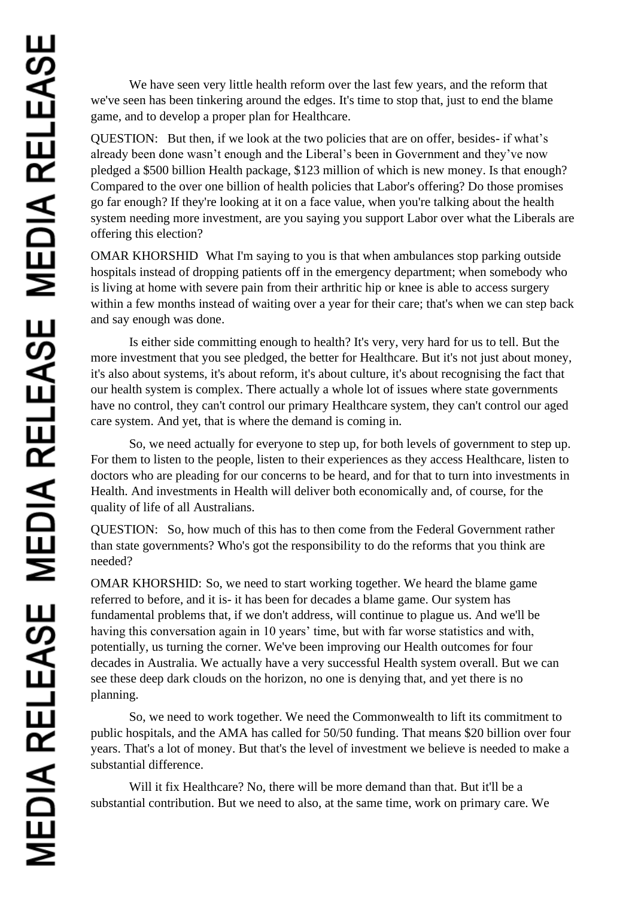We have seen very little health reform over the last few years, and the reform that we've seen has been tinkering around the edges. It's time to stop that, just to end the blame game, and to develop a proper plan for Healthcare.

QUESTION: But then, if we look at the two policies that are on offer, besides- if what's already been done wasn't enough and the Liberal's been in Government and they've now pledged a $500 billion Health package, $123 million of which is new money. Is that enough? Compared to the over one billion of health policies that Labor's offering? Do those promises go far enough? If they're looking at it on a face value, when you're talking about the health system needing more investment, are you saying you support Labor over what the Liberals are offering this election?

OMAR KHORSHID What I'm saying to you is that when ambulances stop parking outside hospitals instead of dropping patients off in the emergency department; when somebody who is living at home with severe pain from their arthritic hip or knee is able to access surgery within a few months instead of waiting over a year for their care; that's when we can step back and say enough was done.

Is either side committing enough to health? It's very, very hard for us to tell. But the more investment that you see pledged, the better for Healthcare. But it's not just about money, it's also about systems, it's about reform, it's about culture, it's about recognising the fact that our health system is complex. There actually a whole lot of issues where state governments have no control, they can't control our primary Healthcare system, they can't control our aged care system. And yet, that is where the demand is coming in.

So, we need actually for everyone to step up, for both levels of government to step up. For them to listen to the people, listen to their experiences as they access Healthcare, listen to doctors who are pleading for our concerns to be heard, and for that to turn into investments in Health. And investments in Health will deliver both economically and, of course, for the quality of life of all Australians.

QUESTION: So, how much of this has to then come from the Federal Government rather than state governments? Who's got the responsibility to do the reforms that you think are needed?

OMAR KHORSHID: So, we need to start working together. We heard the blame game referred to before, and it is- it has been for decades a blame game. Our system has fundamental problems that, if we don't address, will continue to plague us. And we'll be having this conversation again in 10 years' time, but with far worse statistics and with, potentially, us turning the corner. We've been improving our Health outcomes for four decades in Australia. We actually have a very successful Health system overall. But we can see these deep dark clouds on the horizon, no one is denying that, and yet there is no planning.

So, we need to work together. We need the Commonwealth to lift its commitment to public hospitals, and the AMA has called for 50/50 funding. That means $20 billion over four years. That's a lot of money. But that's the level of investment we believe is needed to make a substantial difference.

Will it fix Healthcare? No, there will be more demand than that. But it'll be a substantial contribution. But we need to also, at the same time, work on primary care. We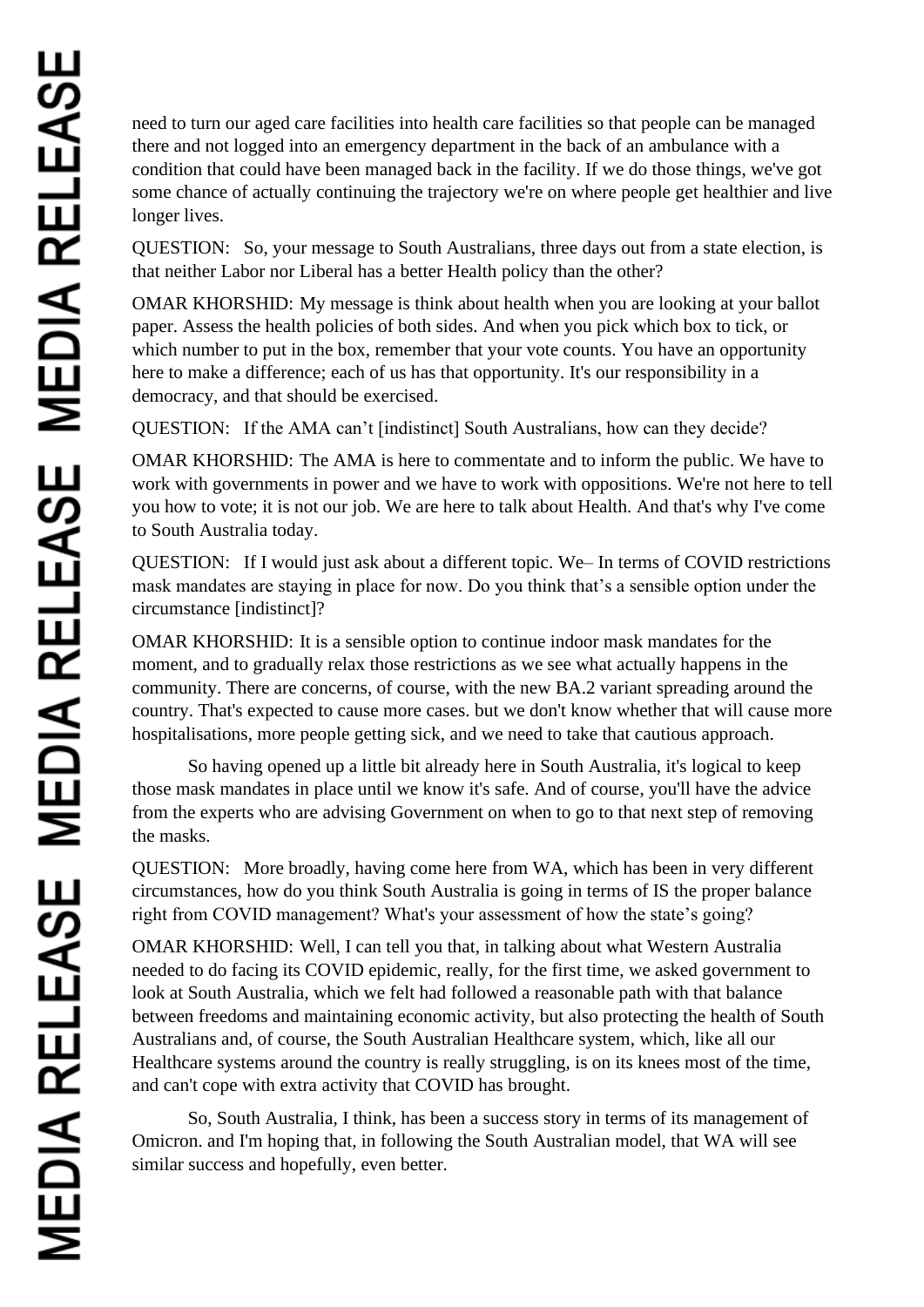need to turn our aged care facilities into health care facilities so that people can be managed there and not logged into an emergency department in the back of an ambulance with a condition that could have been managed back in the facility. If we do those things, we've got some chance of actually continuing the trajectory we're on where people get healthier and live longer lives.

QUESTION: So, your message to South Australians, three days out from a state election, is that neither Labor nor Liberal has a better Health policy than the other?

OMAR KHORSHID: My message is think about health when you are looking at your ballot paper. Assess the health policies of both sides. And when you pick which box to tick, or which number to put in the box, remember that your vote counts. You have an opportunity here to make a difference; each of us has that opportunity. It's our responsibility in a democracy, and that should be exercised.

QUESTION: If the AMA can't [indistinct] South Australians, how can they decide?

OMAR KHORSHID: The AMA is here to commentate and to inform the public. We have to work with governments in power and we have to work with oppositions. We're not here to tell you how to vote; it is not our job. We are here to talk about Health. And that's why I've come to South Australia today.

QUESTION: If I would just ask about a different topic. We– In terms of COVID restrictions mask mandates are staying in place for now. Do you think that's a sensible option under the circumstance [indistinct]?

OMAR KHORSHID: It is a sensible option to continue indoor mask mandates for the moment, and to gradually relax those restrictions as we see what actually happens in the community. There are concerns, of course, with the new BA.2 variant spreading around the country. That's expected to cause more cases. but we don't know whether that will cause more hospitalisations, more people getting sick, and we need to take that cautious approach.

So having opened up a little bit already here in South Australia, it's logical to keep those mask mandates in place until we know it's safe. And of course, you'll have the advice from the experts who are advising Government on when to go to that next step of removing the masks.

QUESTION: More broadly, having come here from WA, which has been in very different circumstances, how do you think South Australia is going in terms of IS the proper balance right from COVID management? What's your assessment of how the state's going?

OMAR KHORSHID: Well, I can tell you that, in talking about what Western Australia needed to do facing its COVID epidemic, really, for the first time, we asked government to look at South Australia, which we felt had followed a reasonable path with that balance between freedoms and maintaining economic activity, but also protecting the health of South Australians and, of course, the South Australian Healthcare system, which, like all our Healthcare systems around the country is really struggling, is on its knees most of the time, and can't cope with extra activity that COVID has brought.

So, South Australia, I think, has been a success story in terms of its management of Omicron. and I'm hoping that, in following the South Australian model, that WA will see similar success and hopefully, even better.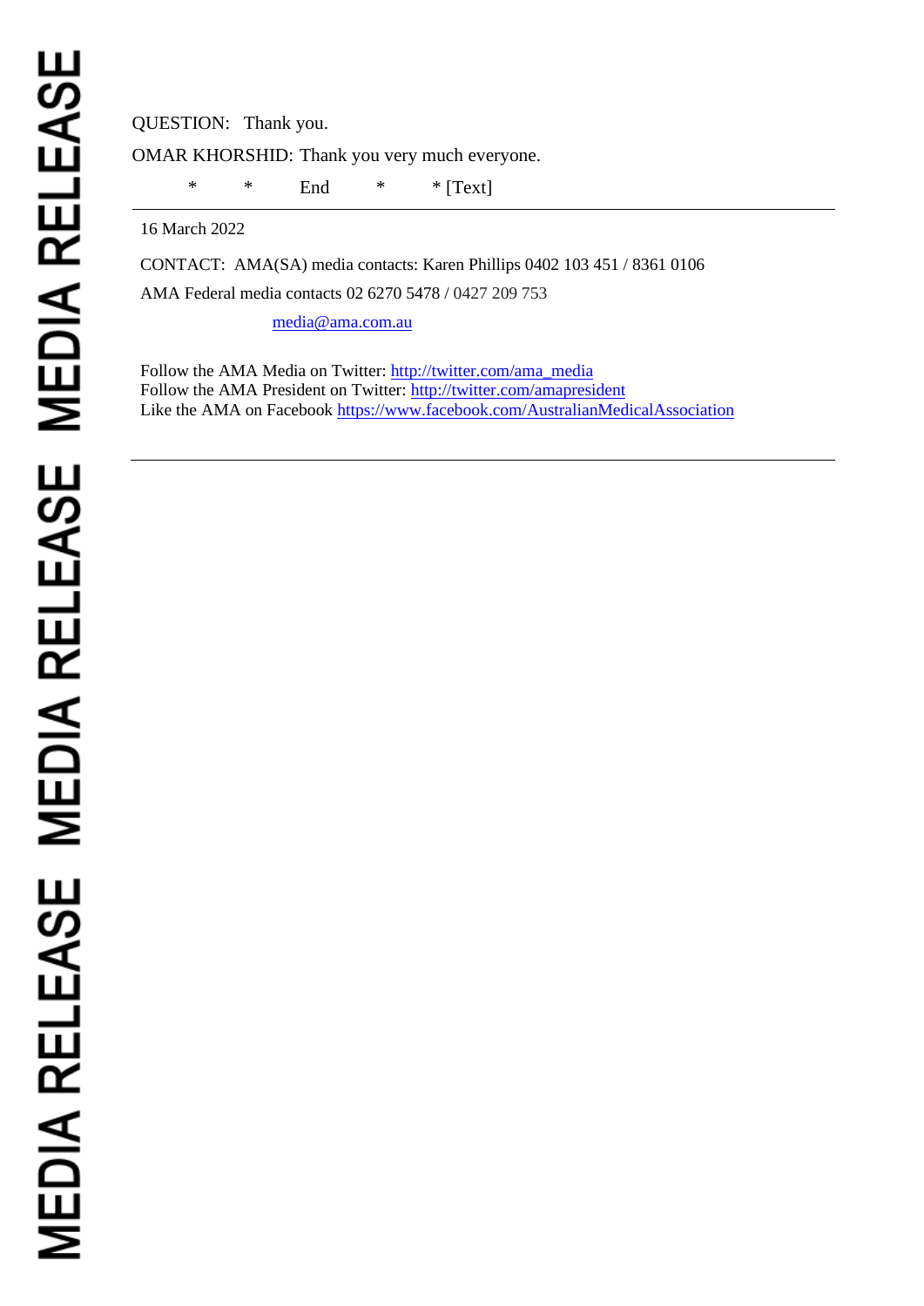QUESTION: Thank you.

OMAR KHORSHID: Thank you very much everyone.

\* \* End \* \* [Text]

---

16 March 2022

CONTACT: AMA(SA) media contacts: Karen Phillips 0402 103 451 / 8361 0106

AMA Federal media contacts 02 6270 5478 / 0427 209 753

media@ama.com.au

Follow the AMA Media on Twitter: http://twitter.com/ama_media
Follow the AMA President on Twitter: http://twitter.com/amapresident
Like the AMA on Facebook https://www.facebook.com/AustralianMedicalAssociation

---